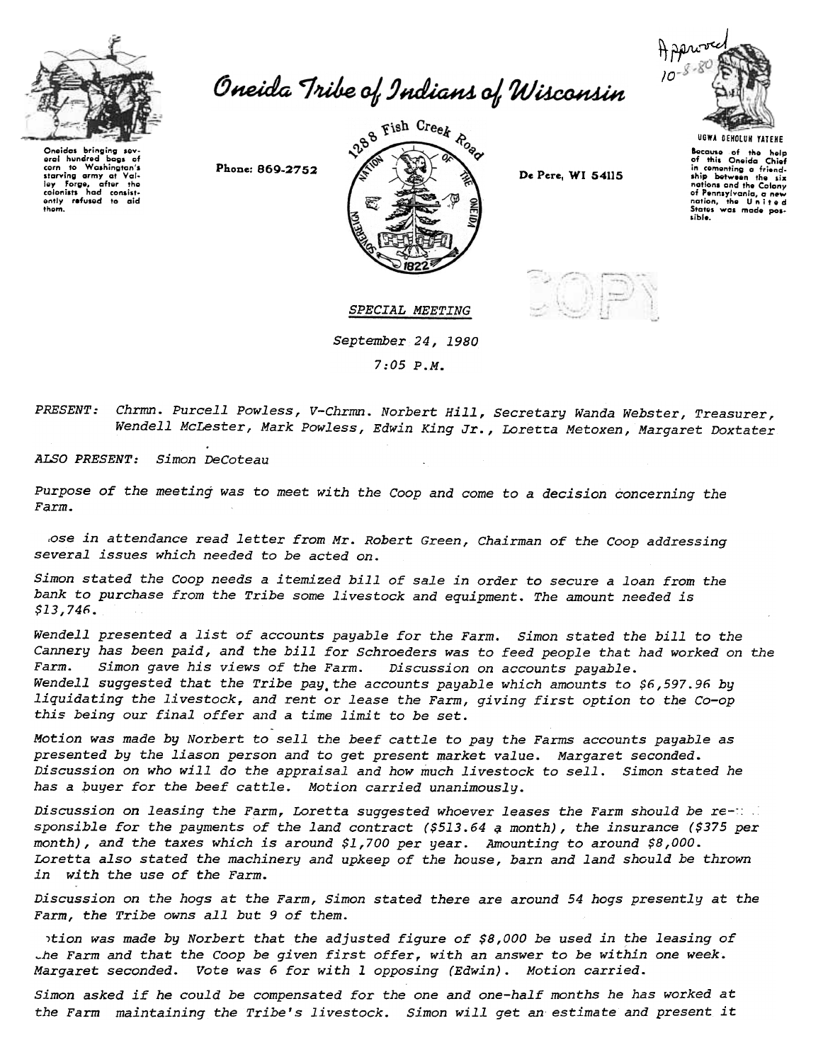Approved 10-8-80

# Oneida Tribe of Indians of Wisconsin

Oneidas bringing several hundred bags of corn to Washington's starving army at Valley Forge, after the colonists had consistently refused to aid them.

Phone: 869-2752

1288 Fish Creek Road

De Pere, WI 54115

UGWA DEHOLUH YATEHE

Because of the help of this Oneida Chief in cementing a friendship between the six nations and the Colony of Pennsylvania, a new nation, the United States was made possible.

COPY

*SPECIAL MEETING*

*September 24, 1980*

*7:05 P.M.*

*PRESENT: Chrmn. Purcell Powless, V-Chrmn. Norbert Hill, Secretary Wanda Webster, Treasurer, Wendell McLester, Mark Powless, Edwin King Jr., Loretta Metoxen, Margaret Doxtater*

*ALSO PRESENT: Simon DeCoteau*

*Purpose of the meeting was to meet with the Coop and come to a decision concerning the Farm.*

*ose in attendance read letter from Mr. Robert Green, Chairman of the Coop addressing several issues which needed to be acted on.*

*Simon stated the Coop needs a itemized bill of sale in order to secure a loan from the bank to purchase from the Tribe some livestock and equipment. The amount needed is $13,746.*

*Wendell presented a list of accounts payable for the Farm. Simon stated the bill to the Cannery has been paid, and the bill for Schroeders was to feed people that had worked on the Farm. Simon gave his views of the Farm. Discussion on accounts payable. Wendell suggested that the Tribe pay the accounts payable which amounts to $6,597.96 by liquidating the livestock, and rent or lease the Farm, giving first option to the Co-op this being our final offer and a time limit to be set.*

*Motion was made by Norbert to sell the beef cattle to pay the Farms accounts payable as presented by the liason person and to get present market value. Margaret seconded. Discussion on who will do the appraisal and how much livestock to sell. Simon stated he has a buyer for the beef cattle. Motion carried unanimously.*

*Discussion on leasing the Farm, Loretta suggested whoever leases the Farm should be responsible for the payments of the land contract ($513.64 a month), the insurance ($375 per month), and the taxes which is around $1,700 per year. Amounting to around $8,000. Loretta also stated the machinery and upkeep of the house, barn and land should be thrown in with the use of the Farm.*

*Discussion on the hogs at the Farm, Simon stated there are around 54 hogs presently at the Farm, the Tribe owns all but 9 of them.*

*otion was made by Norbert that the adjusted figure of $8,000 be used in the leasing of the Farm and that the Coop be given first offer, with an answer to be within one week. Margaret seconded. Vote was 6 for with 1 opposing (Edwin). Motion carried.*

*Simon asked if he could be compensated for the one and one-half months he has worked at the Farm maintaining the Tribe's livestock. Simon will get an estimate and present it*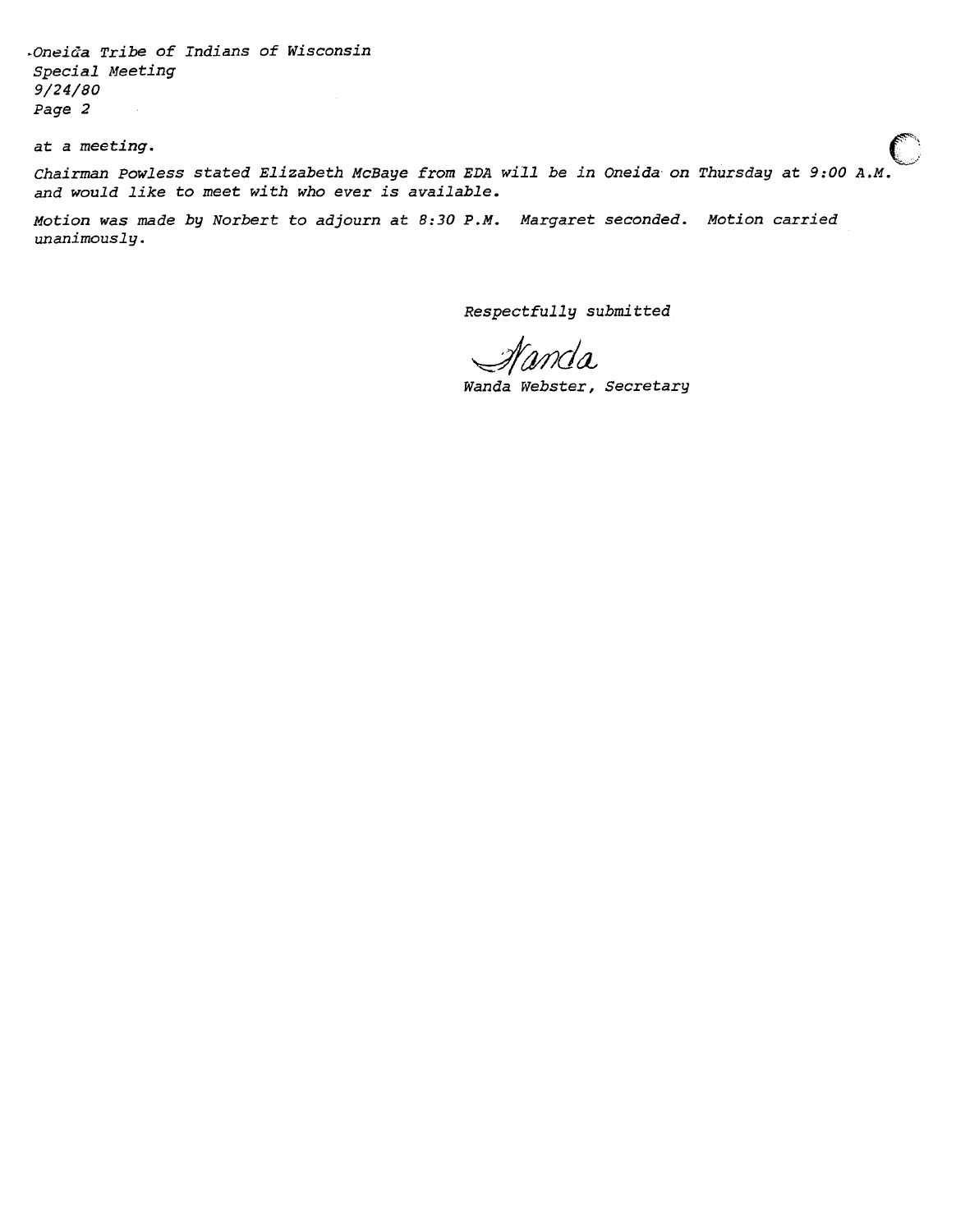at a meeting.

Chairman Powless stated Elizabeth McBaye from EDA will be in Oneida on Thursday at 9:00 A.M. and would like to meet with who ever is available.

Motion was made by Norbert to adjourn at 8:30 P.M. Margaret seconded. Motion carried unanimously.

Respectfully submitted

Wanda

Wanda Webster, Secretary